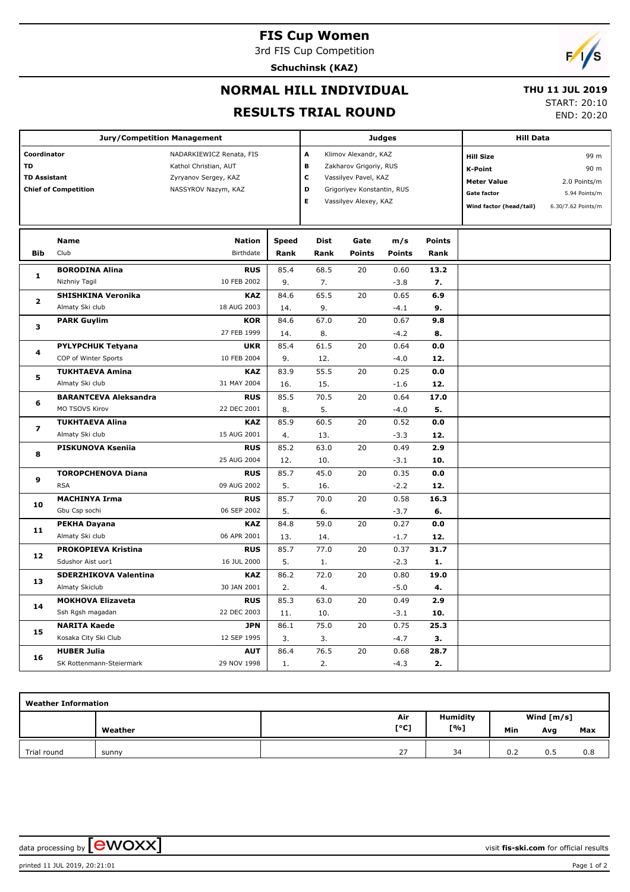# FIS Cup Women

3rd FIS Cup Competition

**Schuchinsk (KAZ)**

## NORMAL HILL INDIVIDUAL

## RESULTS TRIAL ROUND

**THU 11 JUL 2019**

START: 20:10

END: 20:20

| Jury/Competition Management | | Judges | | Hill Data | |
|---|---|---|---|---|---|
| Coordinator | NADARKIEWICZ Renata, FIS | A | Klimov Alexandr, KAZ | Hill Size | 99 m |
| TD | Kathol Christian, AUT | B | Zakharov Grigoriy, RUS | K-Point | 90 m |
| TD Assistant | Zyryanov Sergey, KAZ | C | Vassilyev Pavel, KAZ | Meter Value | 2.0 Points/m |
| Chief of Competition | NASSYROV Nazym, KAZ | D | Grigoriyev Konstantin, RUS | Gate factor | 5.94 Points/m |
| | | E | Vassilyev Alexey, KAZ | Wind factor (head/tail) | 6.30/7.62 Points/m |

| Bib | Name / Club | Nation / Birthdate | Speed / Rank | Dist / Rank | Gate / Points | m/s / Points | Points / Rank |
|---|---|---|---|---|---|---|---|
| 1 | **BORODINA Alina** | **RUS** | 85.4 | 68.5 | 20 | 0.60 | **13.2** |
| | Nizhniy Tagil | 10 FEB 2002 | 9. | 7. | | -3.8 | **7.** |
| 2 | **SHISHKINA Veronika** | **KAZ** | 84.6 | 65.5 | 20 | 0.65 | **6.9** |
| | Almaty Ski club | 18 AUG 2003 | 14. | 9. | | -4.1 | **9.** |
| 3 | **PARK Guylim** | **KOR** | 84.6 | 67.0 | 20 | 0.67 | **9.8** |
| | | 27 FEB 1999 | 14. | 8. | | -4.2 | **8.** |
| 4 | **PYLYPCHUK Tetyana** | **UKR** | 85.4 | 61.5 | 20 | 0.64 | **0.0** |
| | COP of Winter Sports | 10 FEB 2004 | 9. | 12. | | -4.0 | **12.** |
| 5 | **TUKHTAEVA Amina** | **KAZ** | 83.9 | 55.5 | 20 | 0.25 | **0.0** |
| | Almaty Ski club | 31 MAY 2004 | 16. | 15. | | -1.6 | **12.** |
| 6 | **BARANTCEVA Aleksandra** | **RUS** | 85.5 | 70.5 | 20 | 0.64 | **17.0** |
| | MO TSOVS Kirov | 22 DEC 2001 | 8. | 5. | | -4.0 | **5.** |
| 7 | **TUKHTAEVA Alina** | **KAZ** | 85.9 | 60.5 | 20 | 0.52 | **0.0** |
| | Almaty Ski club | 15 AUG 2001 | 4. | 13. | | -3.3 | **12.** |
| 8 | **PISKUNOVA Kseniia** | **RUS** | 85.2 | 63.0 | 20 | 0.49 | **2.9** |
| | | 25 AUG 2004 | 12. | 10. | | -3.1 | **10.** |
| 9 | **TOROPCHENOVA Diana** | **RUS** | 85.7 | 45.0 | 20 | 0.35 | **0.0** |
| | RSA | 09 AUG 2002 | 5. | 16. | | -2.2 | **12.** |
| 10 | **MACHINYA Irma** | **RUS** | 85.7 | 70.0 | 20 | 0.58 | **16.3** |
| | Gbu Csp sochi | 06 SEP 2002 | 5. | 6. | | -3.7 | **6.** |
| 11 | **PEKHA Dayana** | **KAZ** | 84.8 | 59.0 | 20 | 0.27 | **0.0** |
| | Almaty Ski club | 06 APR 2001 | 13. | 14. | | -1.7 | **12.** |
| 12 | **PROKOPIEVA Kristina** | **RUS** | 85.7 | 77.0 | 20 | 0.37 | **31.7** |
| | Sdushor Aist uor1 | 16 JUL 2000 | 5. | 1. | | -2.3 | **1.** |
| 13 | **SDERZHIKOVA Valentina** | **KAZ** | 86.2 | 72.0 | 20 | 0.80 | **19.0** |
| | Almaty Skiclub | 30 JAN 2001 | 2. | 4. | | -5.0 | **4.** |
| 14 | **MOKHOVA Elizaveta** | **RUS** | 85.3 | 63.0 | 20 | 0.49 | **2.9** |
| | Ssh Rgsh magadan | 22 DEC 2003 | 11. | 10. | | -3.1 | **10.** |
| 15 | **NARITA Kaede** | **JPN** | 86.1 | 75.0 | 20 | 0.75 | **25.3** |
| | Kosaka City Ski Club | 12 SEP 1995 | 3. | 3. | | -4.7 | **3.** |
| 16 | **HUBER Julia** | **AUT** | 86.4 | 76.5 | 20 | 0.68 | **28.7** |
| | SK Rottenmann-Steiermark | 29 NOV 1998 | 1. | 2. | | -4.3 | **2.** |

**Weather Information**

| | Weather | Air [°C] | Humidity [%] | Wind [m/s] Min | Avg | Max |
|---|---|---|---|---|---|---|
| Trial round | sunny | 27 | 34 | 0.2 | 0.5 | 0.8 |

data processing by ewoxx — visit fis-ski.com for official results

printed 11 JUL 2019, 20:21:01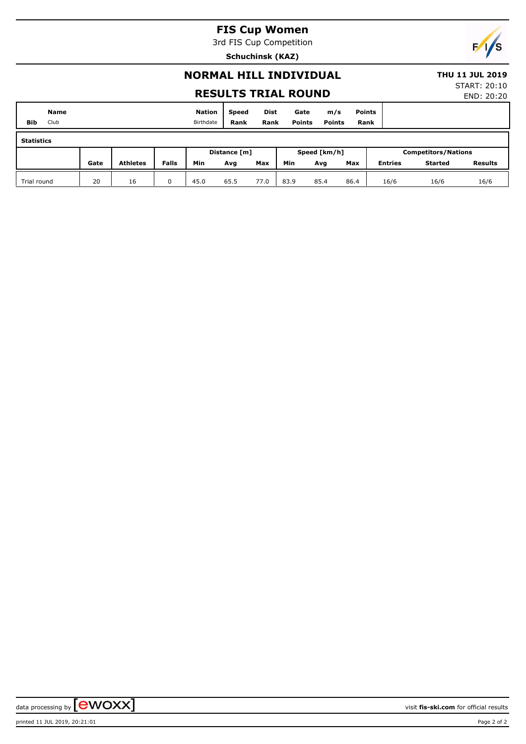# FIS Cup Women

3rd FIS Cup Competition

**Schuchinsk (KAZ)**

## NORMAL HILL INDIVIDUAL

**THU 11 JUL 2019**

START: 20:10

END: 20:20

## RESULTS TRIAL ROUND

| **Name** | **Nation** | **Speed** | **Dist** | **Gate** | **m/s** | **Points** |
|---|---|---|---|---|---|---|
| **Bib** Club | Birthdate | **Rank** | **Rank** | **Points** | **Points** | **Rank** |

**Statistics**

| | | | | Distance [m] | | | Speed [km/h] | | | Competitors/Nations | | |
|---|---|---|---|---|---|---|---|---|---|---|---|---|
| | **Gate** | **Athletes** | **Falls** | **Min** | **Avg** | **Max** | **Min** | **Avg** | **Max** | **Entries** | **Started** | **Results** |
| Trial round | 20 | 16 | 0 | 45.0 | 65.5 | 77.0 | 83.9 | 85.4 | 86.4 | 16/6 | 16/6 | 16/6 |

data processing by [ewoxx]

visit **fis-ski.com** for official results

printed 11 JUL 2019, 20:21:01